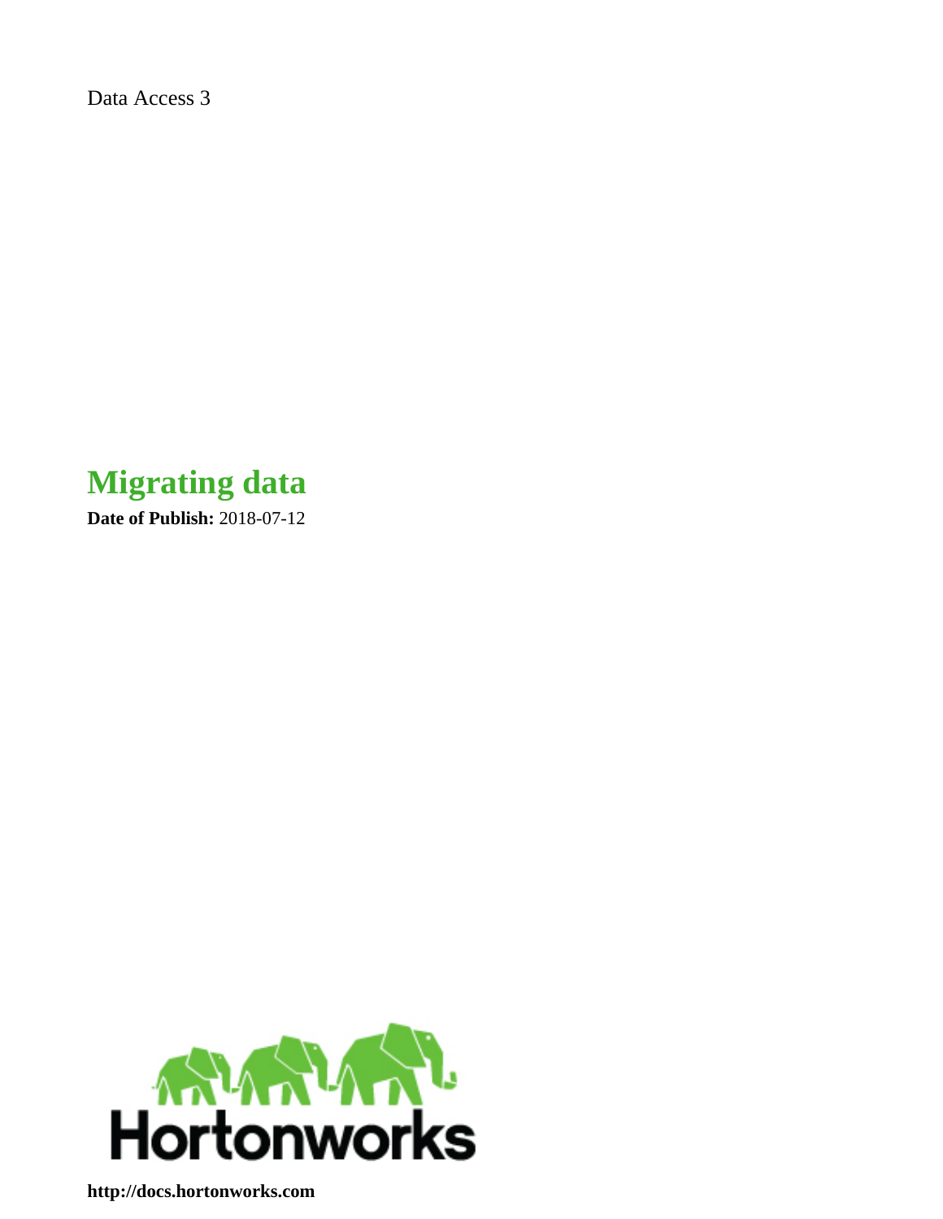Data Access 3

# Migrating data

**Date of Publish:** 2018-07-12

**http://docs.hortonworks.com**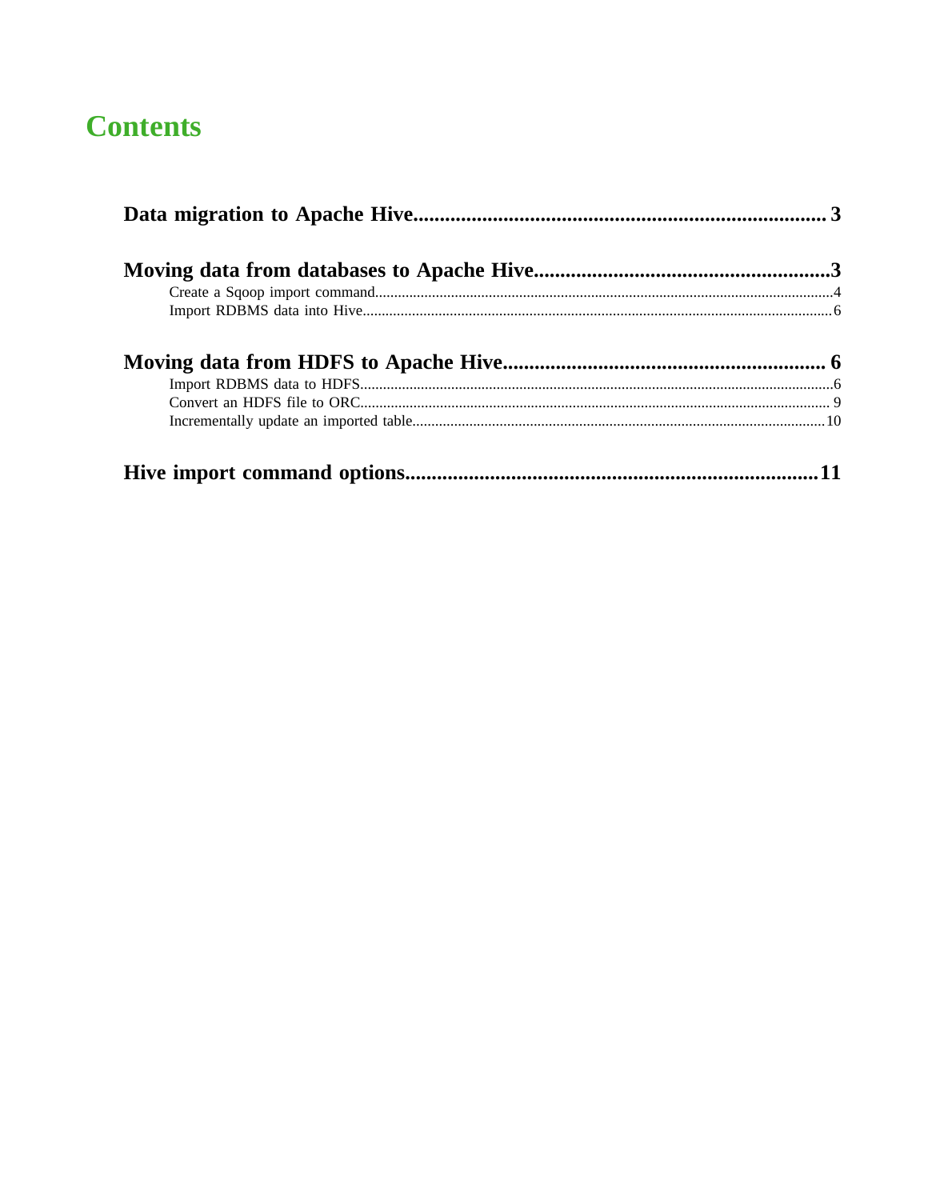# Contents

**Data migration to Apache Hive.............................................................................. 3**

**Moving data from databases to Apache Hive........................................................3**

Create a Sqoop import command.........................................................................................................4

Import RDBMS data into Hive............................................................................................................6

**Moving data from HDFS to Apache Hive.............................................................. 6**

Import RDBMS data to HDFS............................................................................................................6

Convert an HDFS file to ORC........................................................................................................... 9

Incrementally update an imported table............................................................................................10

**Hive import command options.............................................................................11**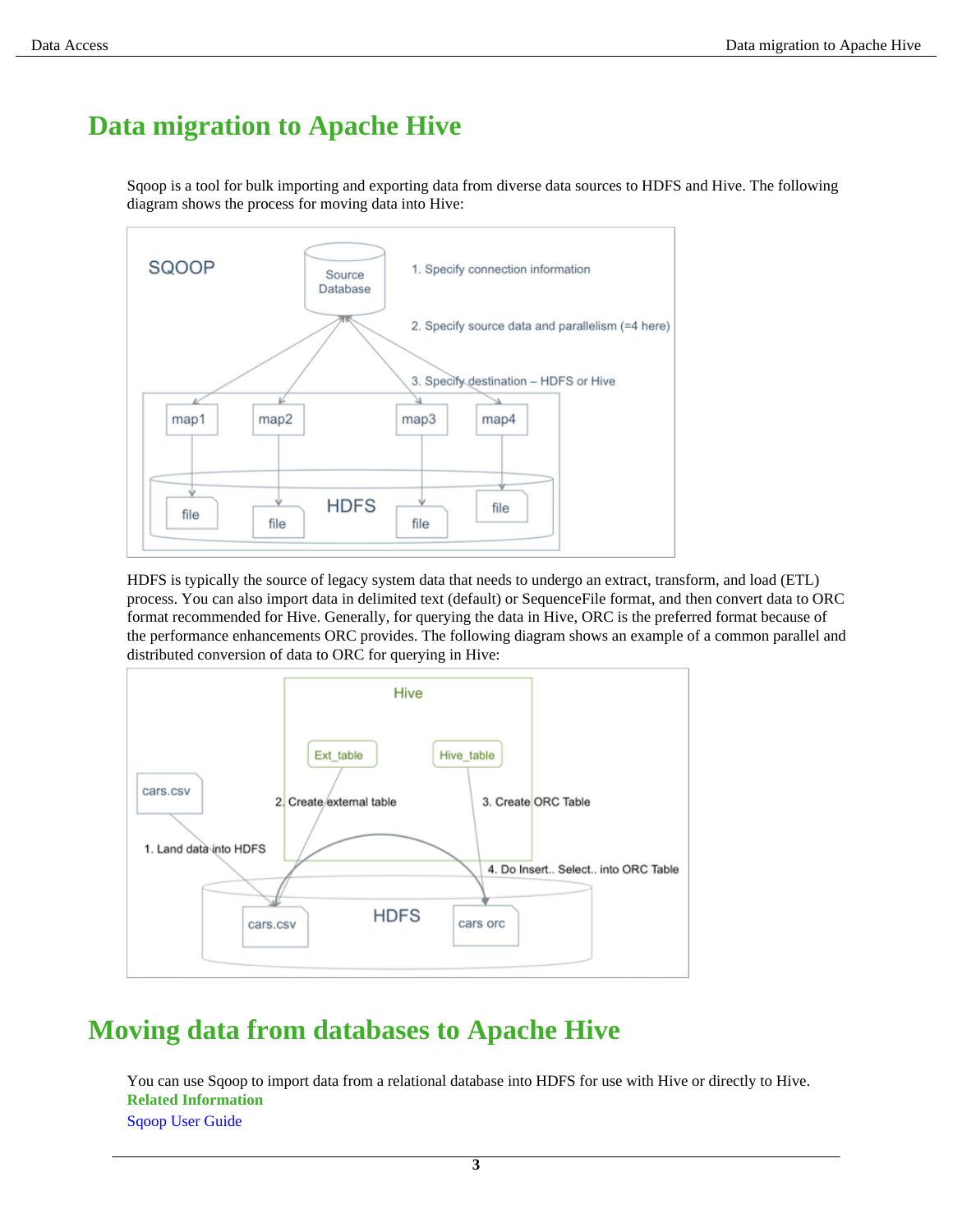# Data migration to Apache Hive

Sqoop is a tool for bulk importing and exporting data from diverse data sources to HDFS and Hive. The following diagram shows the process for moving data into Hive:

SQOOP

Source Database

1. Specify connection information

2. Specify source data and parallelism (=4 here)

3. Specify destination – HDFS or Hive

map1 map2 map3 map4

file file HDFS file file

HDFS is typically the source of legacy system data that needs to undergo an extract, transform, and load (ETL) process. You can also import data in delimited text (default) or SequenceFile format, and then convert data to ORC format recommended for Hive. Generally, for querying the data in Hive, ORC is the preferred format because of the performance enhancements ORC provides. The following diagram shows an example of a common parallel and distributed conversion of data to ORC for querying in Hive:

Hive

Ext_table

Hive_table

cars.csv

2. Create external table

3. Create ORC Table

1. Land data into HDFS

4. Do Insert.. Select.. into ORC Table

cars.csv HDFS cars orc

# Moving data from databases to Apache Hive

You can use Sqoop to import data from a relational database into HDFS for use with Hive or directly to Hive.

**Related Information**

Sqoop User Guide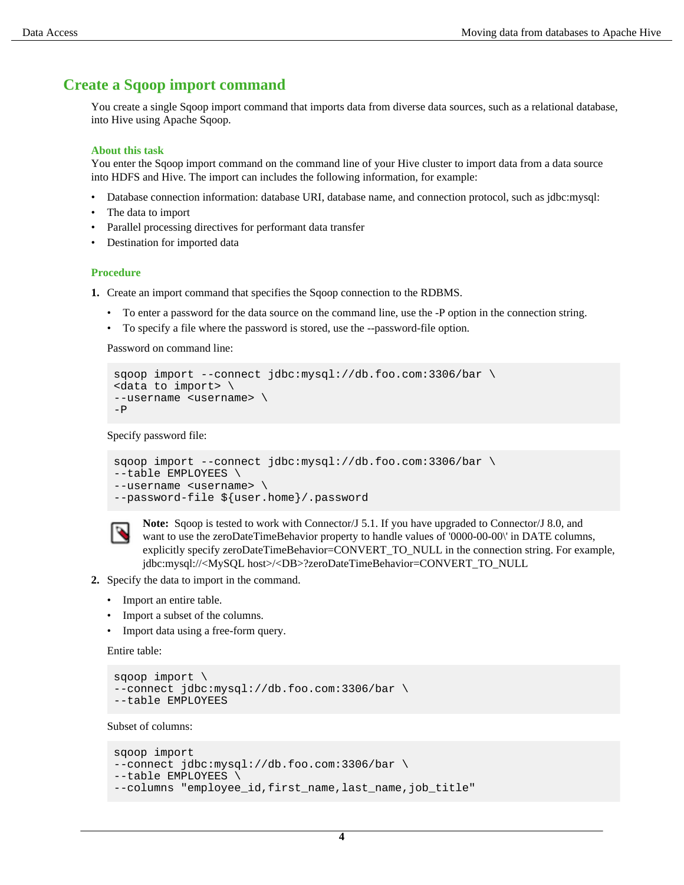## Create a Sqoop import command

You create a single Sqoop import command that imports data from diverse data sources, such as a relational database, into Hive using Apache Sqoop.

### About this task

You enter the Sqoop import command on the command line of your Hive cluster to import data from a data source into HDFS and Hive. The import can includes the following information, for example:

- Database connection information: database URI, database name, and connection protocol, such as jdbc:mysql:
- The data to import
- Parallel processing directives for performant data transfer
- Destination for imported data

### Procedure

1. Create an import command that specifies the Sqoop connection to the RDBMS.

   - To enter a password for the data source on the command line, use the -P option in the connection string.
   - To specify a file where the password is stored, use the --password-file option.

   Password on command line:

   ```
   sqoop import --connect jdbc:mysql://db.foo.com:3306/bar \
   <data to import> \
   --username <username> \
   -P
   ```

   Specify password file:

   ```
   sqoop import --connect jdbc:mysql://db.foo.com:3306/bar \
   --table EMPLOYEES \
   --username <username> \
   --password-file ${user.home}/.password
   ```

   **Note:** Sqoop is tested to work with Connector/J 5.1. If you have upgraded to Connector/J 8.0, and want to use the zeroDateTimeBehavior property to handle values of '0000-00-00\' in DATE columns, explicitly specify zeroDateTimeBehavior=CONVERT_TO_NULL in the connection string. For example, jdbc:mysql://<MySQL host>/<DB>?zeroDateTimeBehavior=CONVERT_TO_NULL

2. Specify the data to import in the command.

   - Import an entire table.
   - Import a subset of the columns.
   - Import data using a free-form query.

   Entire table:

   ```
   sqoop import \
   --connect jdbc:mysql://db.foo.com:3306/bar \
   --table EMPLOYEES
   ```

   Subset of columns:

   ```
   sqoop import
   --connect jdbc:mysql://db.foo.com:3306/bar \
   --table EMPLOYEES \
   --columns "employee_id,first_name,last_name,job_title"
   ```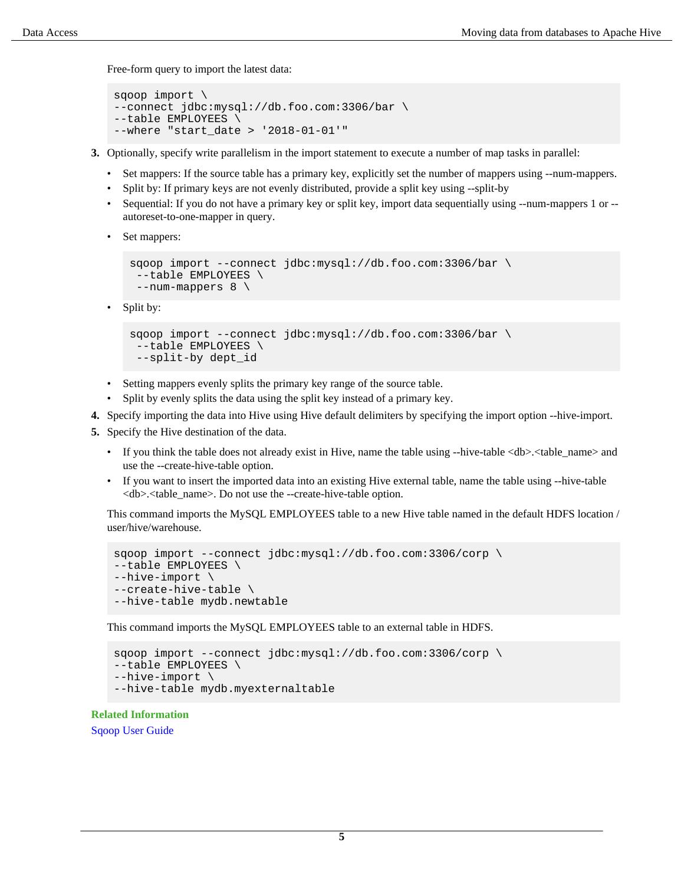Free-form query to import the latest data:

```
sqoop import \
--connect jdbc:mysql://db.foo.com:3306/bar \
--table EMPLOYEES \
--where "start_date > '2018-01-01'"
```

3. Optionally, specify write parallelism in the import statement to execute a number of map tasks in parallel:

    - Set mappers: If the source table has a primary key, explicitly set the number of mappers using --num-mappers.
    - Split by: If primary keys are not evenly distributed, provide a split key using --split-by
    - Sequential: If you do not have a primary key or split key, import data sequentially using --num-mappers 1 or --autoreset-to-one-mapper in query.

    - Set mappers:

    ```
    sqoop import --connect jdbc:mysql://db.foo.com:3306/bar \
     --table EMPLOYEES \
     --num-mappers 8 \
    ```

    - Split by:

    ```
    sqoop import --connect jdbc:mysql://db.foo.com:3306/bar \
     --table EMPLOYEES \
     --split-by dept_id
    ```

    - Setting mappers evenly splits the primary key range of the source table.
    - Split by evenly splits the data using the split key instead of a primary key.

4. Specify importing the data into Hive using Hive default delimiters by specifying the import option --hive-import.
5. Specify the Hive destination of the data.

    - If you think the table does not already exist in Hive, name the table using --hive-table <db>.<table_name> and use the --create-hive-table option.
    - If you want to insert the imported data into an existing Hive external table, name the table using --hive-table <db>.<table_name>. Do not use the --create-hive-table option.

    This command imports the MySQL EMPLOYEES table to a new Hive table named in the default HDFS location /user/hive/warehouse.

    ```
    sqoop import --connect jdbc:mysql://db.foo.com:3306/corp \
    --table EMPLOYEES \
    --hive-import \
    --create-hive-table \
    --hive-table mydb.newtable
    ```

    This command imports the MySQL EMPLOYEES table to an external table in HDFS.

    ```
    sqoop import --connect jdbc:mysql://db.foo.com:3306/corp \
    --table EMPLOYEES \
    --hive-import \
    --hive-table mydb.myexternaltable
    ```

**Related Information**

Sqoop User Guide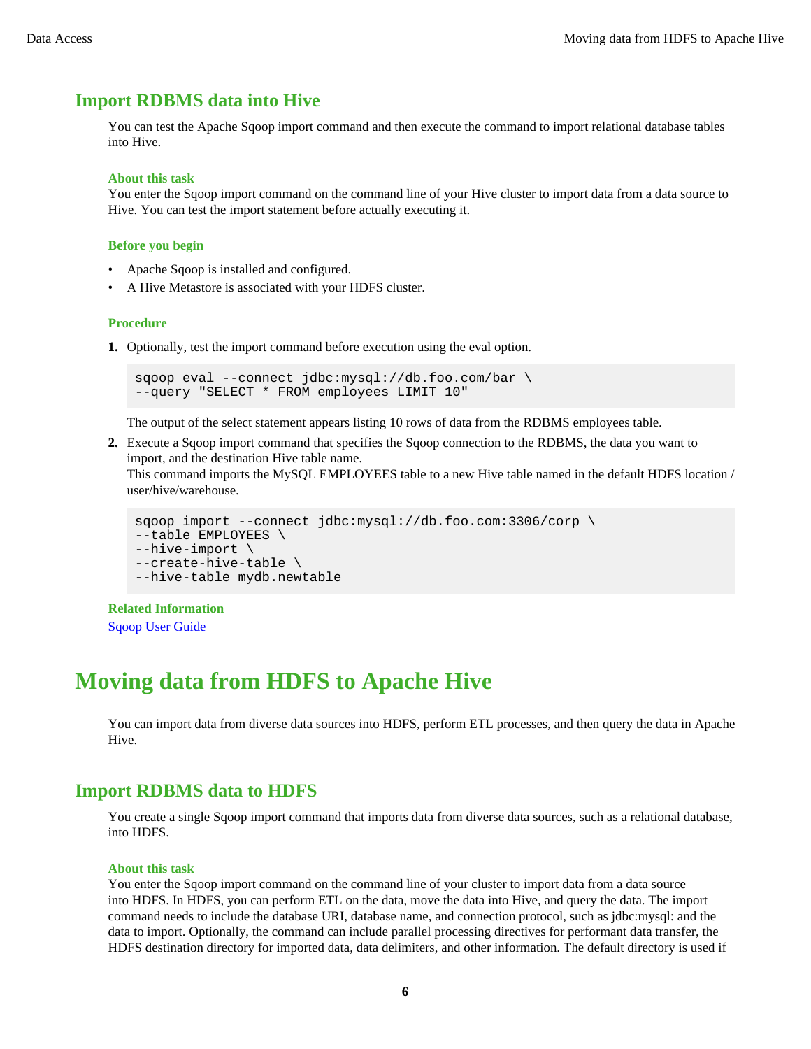## Import RDBMS data into Hive

You can test the Apache Sqoop import command and then execute the command to import relational database tables into Hive.

#### About this task

You enter the Sqoop import command on the command line of your Hive cluster to import data from a data source to Hive. You can test the import statement before actually executing it.

#### Before you begin

- Apache Sqoop is installed and configured.
- A Hive Metastore is associated with your HDFS cluster.

#### Procedure

1. Optionally, test the import command before execution using the eval option.

   ```
   sqoop eval --connect jdbc:mysql://db.foo.com/bar \
   --query "SELECT * FROM employees LIMIT 10"
   ```

   The output of the select statement appears listing 10 rows of data from the RDBMS employees table.

2. Execute a Sqoop import command that specifies the Sqoop connection to the RDBMS, the data you want to import, and the destination Hive table name.
   This command imports the MySQL EMPLOYEES table to a new Hive table named in the default HDFS location /user/hive/warehouse.

   ```
   sqoop import --connect jdbc:mysql://db.foo.com:3306/corp \
   --table EMPLOYEES \
   --hive-import \
   --create-hive-table \
   --hive-table mydb.newtable
   ```

#### Related Information

Sqoop User Guide

# Moving data from HDFS to Apache Hive

You can import data from diverse data sources into HDFS, perform ETL processes, and then query the data in Apache Hive.

## Import RDBMS data to HDFS

You create a single Sqoop import command that imports data from diverse data sources, such as a relational database, into HDFS.

#### About this task

You enter the Sqoop import command on the command line of your cluster to import data from a data source into HDFS. In HDFS, you can perform ETL on the data, move the data into Hive, and query the data. The import command needs to include the database URI, database name, and connection protocol, such as jdbc:mysql: and the data to import. Optionally, the command can include parallel processing directives for performant data transfer, the HDFS destination directory for imported data, data delimiters, and other information. The default directory is used if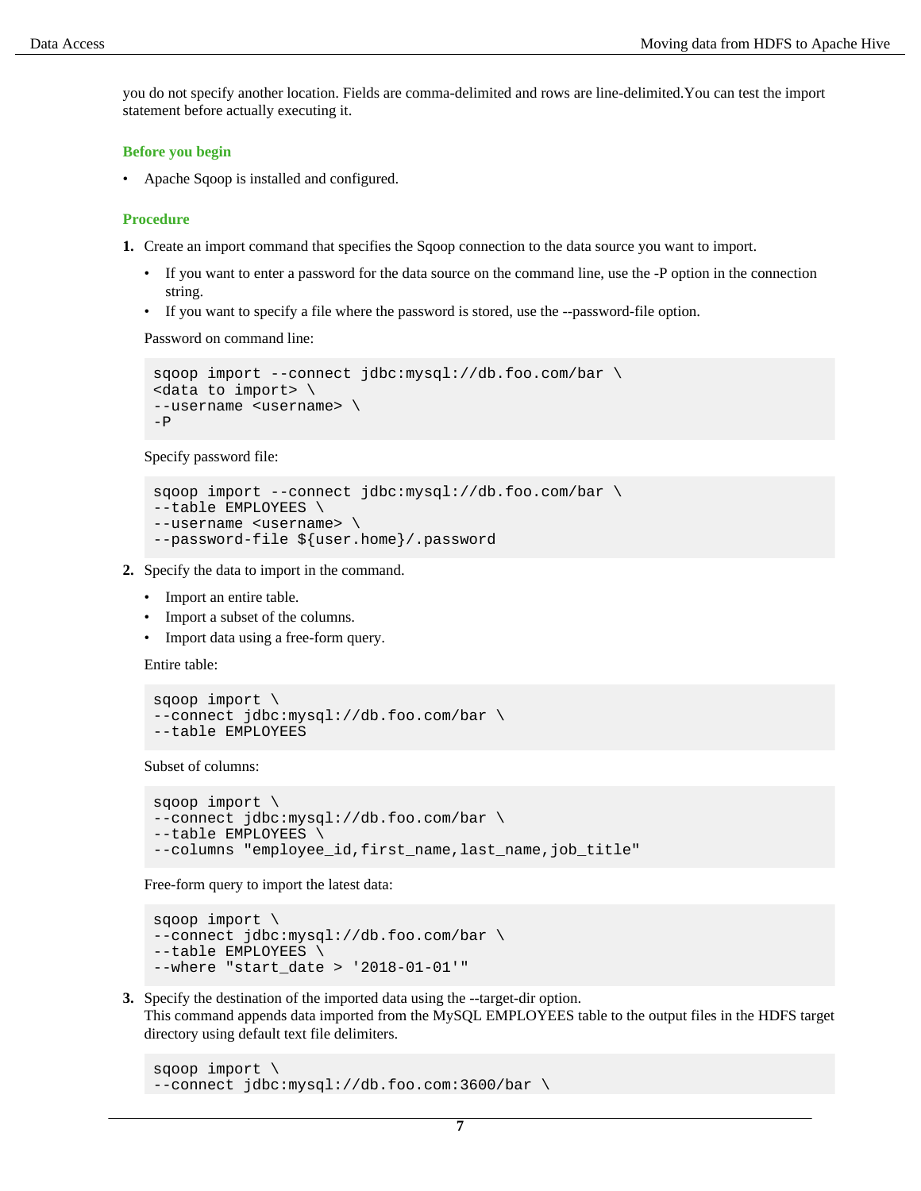you do not specify another location. Fields are comma-delimited and rows are line-delimited.You can test the import statement before actually executing it.

#### Before you begin

- Apache Sqoop is installed and configured.

#### Procedure

1. Create an import command that specifies the Sqoop connection to the data source you want to import.

   - If you want to enter a password for the data source on the command line, use the -P option in the connection string.
   - If you want to specify a file where the password is stored, use the --password-file option.

   Password on command line:

   ```
   sqoop import --connect jdbc:mysql://db.foo.com/bar \
   <data to import> \
   --username <username> \
   -P
   ```

   Specify password file:

   ```
   sqoop import --connect jdbc:mysql://db.foo.com/bar \
   --table EMPLOYEES \
   --username <username> \
   --password-file ${user.home}/.password
   ```

2. Specify the data to import in the command.

   - Import an entire table.
   - Import a subset of the columns.
   - Import data using a free-form query.

   Entire table:

   ```
   sqoop import \
   --connect jdbc:mysql://db.foo.com/bar \
   --table EMPLOYEES
   ```

   Subset of columns:

   ```
   sqoop import \
   --connect jdbc:mysql://db.foo.com/bar \
   --table EMPLOYEES \
   --columns "employee_id,first_name,last_name,job_title"
   ```

   Free-form query to import the latest data:

   ```
   sqoop import \
   --connect jdbc:mysql://db.foo.com/bar \
   --table EMPLOYEES \
   --where "start_date > '2018-01-01'"
   ```

3. Specify the destination of the imported data using the --target-dir option.
   This command appends data imported from the MySQL EMPLOYEES table to the output files in the HDFS target directory using default text file delimiters.

   ```
   sqoop import \
   --connect jdbc:mysql://db.foo.com:3600/bar \
   ```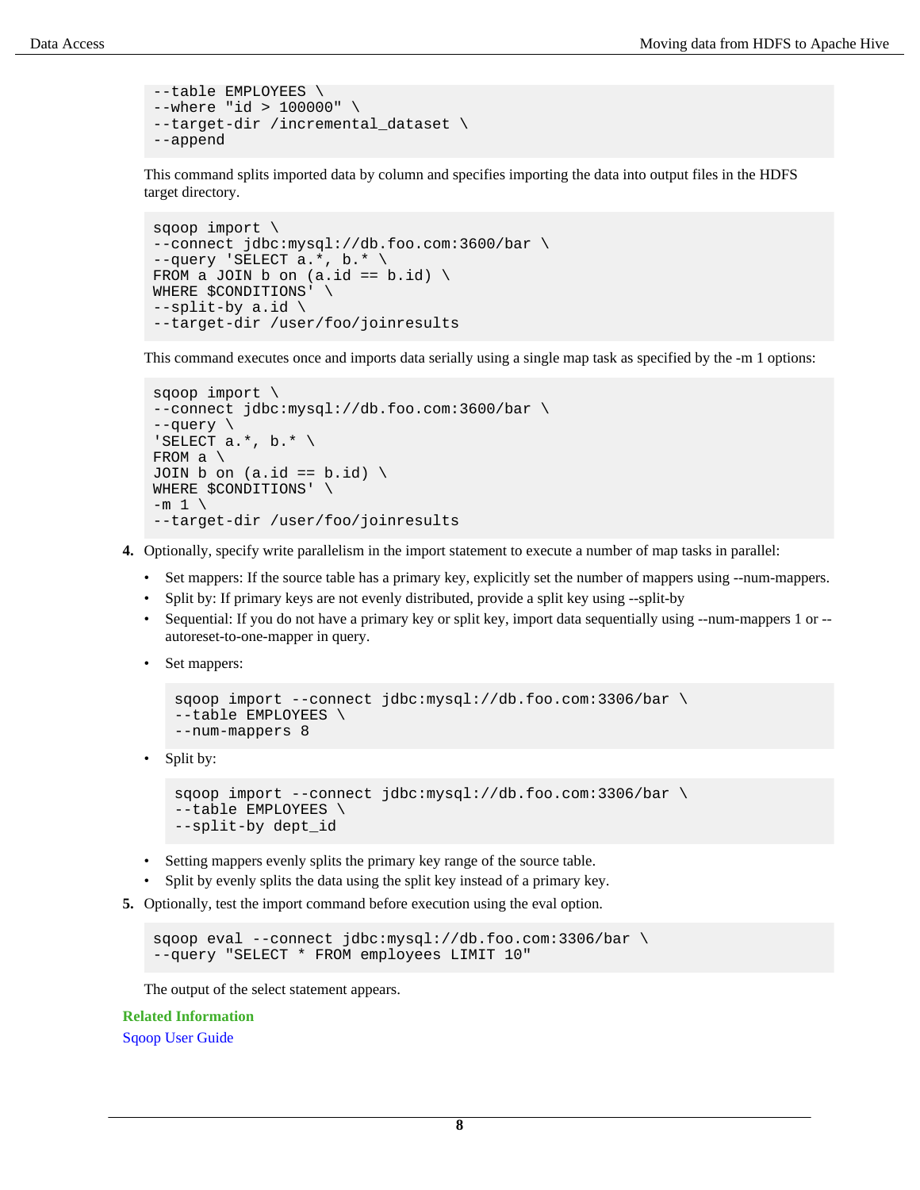```
--table EMPLOYEES \
--where "id > 100000" \
--target-dir /incremental_dataset \
--append
```

This command splits imported data by column and specifies importing the data into output files in the HDFS target directory.

```
sqoop import \
--connect jdbc:mysql://db.foo.com:3600/bar \
--query 'SELECT a.*, b.* \
FROM a JOIN b on (a.id == b.id) \
WHERE $CONDITIONS' \
--split-by a.id \
--target-dir /user/foo/joinresults
```

This command executes once and imports data serially using a single map task as specified by the -m 1 options:

```
sqoop import \
--connect jdbc:mysql://db.foo.com:3600/bar \
--query \
'SELECT a.*, b.* \
FROM a \
JOIN b on (a.id == b.id) \
WHERE $CONDITIONS' \
-m 1 \
--target-dir /user/foo/joinresults
```

**4.** Optionally, specify write parallelism in the import statement to execute a number of map tasks in parallel:

- Set mappers: If the source table has a primary key, explicitly set the number of mappers using --num-mappers.
- Split by: If primary keys are not evenly distributed, provide a split key using --split-by
- Sequential: If you do not have a primary key or split key, import data sequentially using --num-mappers 1 or --autoreset-to-one-mapper in query.

- Set mappers:

  ```
  sqoop import --connect jdbc:mysql://db.foo.com:3306/bar \
  --table EMPLOYEES \
  --num-mappers 8
  ```

- Split by:

  ```
  sqoop import --connect jdbc:mysql://db.foo.com:3306/bar \
  --table EMPLOYEES \
  --split-by dept_id
  ```

- Setting mappers evenly splits the primary key range of the source table.
- Split by evenly splits the data using the split key instead of a primary key.

**5.** Optionally, test the import command before execution using the eval option.

```
sqoop eval --connect jdbc:mysql://db.foo.com:3306/bar \
--query "SELECT * FROM employees LIMIT 10"
```

The output of the select statement appears.

**Related Information**

Sqoop User Guide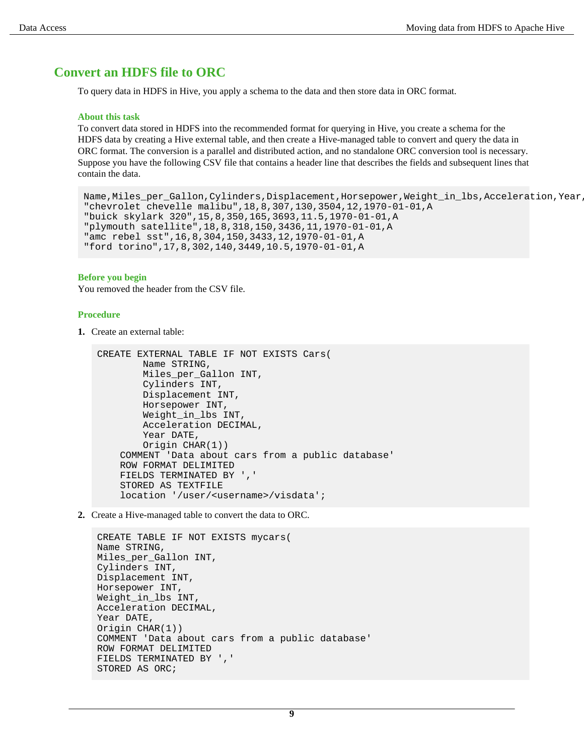## Convert an HDFS file to ORC

To query data in HDFS in Hive, you apply a schema to the data and then store data in ORC format.

### About this task

To convert data stored in HDFS into the recommended format for querying in Hive, you create a schema for the HDFS data by creating a Hive external table, and then create a Hive-managed table to convert and query the data in ORC format. The conversion is a parallel and distributed action, and no standalone ORC conversion tool is necessary. Suppose you have the following CSV file that contains a header line that describes the fields and subsequent lines that contain the data.

```
Name,Miles_per_Gallon,Cylinders,Displacement,Horsepower,Weight_in_lbs,Acceleration,Year,
"chevrolet chevelle malibu",18,8,307,130,3504,12,1970-01-01,A
"buick skylark 320",15,8,350,165,3693,11.5,1970-01-01,A
"plymouth satellite",18,8,318,150,3436,11,1970-01-01,A
"amc rebel sst",16,8,304,150,3433,12,1970-01-01,A
"ford torino",17,8,302,140,3449,10.5,1970-01-01,A
```

### Before you begin

You removed the header from the CSV file.

### Procedure

**1.** Create an external table:

```
CREATE EXTERNAL TABLE IF NOT EXISTS Cars(
        Name STRING,
        Miles_per_Gallon INT,
        Cylinders INT,
        Displacement INT,
        Horsepower INT,
        Weight_in_lbs INT,
        Acceleration DECIMAL,
        Year DATE,
        Origin CHAR(1))
    COMMENT 'Data about cars from a public database'
    ROW FORMAT DELIMITED
    FIELDS TERMINATED BY ','
    STORED AS TEXTFILE
    location '/user/<username>/visdata';
```

**2.** Create a Hive-managed table to convert the data to ORC.

```
CREATE TABLE IF NOT EXISTS mycars(
Name STRING,
Miles_per_Gallon INT,
Cylinders INT,
Displacement INT,
Horsepower INT,
Weight_in_lbs INT,
Acceleration DECIMAL,
Year DATE,
Origin CHAR(1))
COMMENT 'Data about cars from a public database'
ROW FORMAT DELIMITED
FIELDS TERMINATED BY ','
STORED AS ORC;
```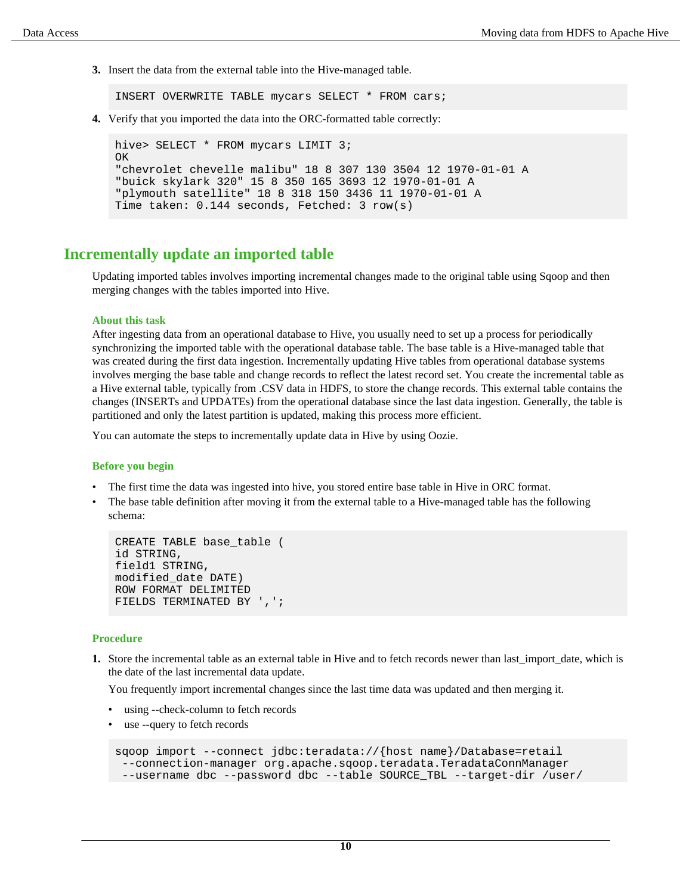3. Insert the data from the external table into the Hive-managed table.

```
INSERT OVERWRITE TABLE mycars SELECT * FROM cars;
```

4. Verify that you imported the data into the ORC-formatted table correctly:

```
hive> SELECT * FROM mycars LIMIT 3;
OK
"chevrolet chevelle malibu" 18 8 307 130 3504 12 1970-01-01 A
"buick skylark 320" 15 8 350 165 3693 12 1970-01-01 A
"plymouth satellite" 18 8 318 150 3436 11 1970-01-01 A
Time taken: 0.144 seconds, Fetched: 3 row(s)
```

## Incrementally update an imported table

Updating imported tables involves importing incremental changes made to the original table using Sqoop and then merging changes with the tables imported into Hive.

### About this task

After ingesting data from an operational database to Hive, you usually need to set up a process for periodically synchronizing the imported table with the operational database table. The base table is a Hive-managed table that was created during the first data ingestion. Incrementally updating Hive tables from operational database systems involves merging the base table and change records to reflect the latest record set. You create the incremental table as a Hive external table, typically from .CSV data in HDFS, to store the change records. This external table contains the changes (INSERTs and UPDATEs) from the operational database since the last data ingestion. Generally, the table is partitioned and only the latest partition is updated, making this process more efficient.

You can automate the steps to incrementally update data in Hive by using Oozie.

### Before you begin

- The first time the data was ingested into hive, you stored entire base table in Hive in ORC format.
- The base table definition after moving it from the external table to a Hive-managed table has the following schema:

```
CREATE TABLE base_table (
id STRING,
field1 STRING,
modified_date DATE)
ROW FORMAT DELIMITED
FIELDS TERMINATED BY ',';
```

### Procedure

1. Store the incremental table as an external table in Hive and to fetch records newer than last_import_date, which is the date of the last incremental data update.

   You frequently import incremental changes since the last time data was updated and then merging it.

   - using --check-column to fetch records
   - use --query to fetch records

```
sqoop import --connect jdbc:teradata://{host name}/Database=retail
 --connection-manager org.apache.sqoop.teradata.TeradataConnManager
 --username dbc --password dbc --table SOURCE_TBL --target-dir /user/
```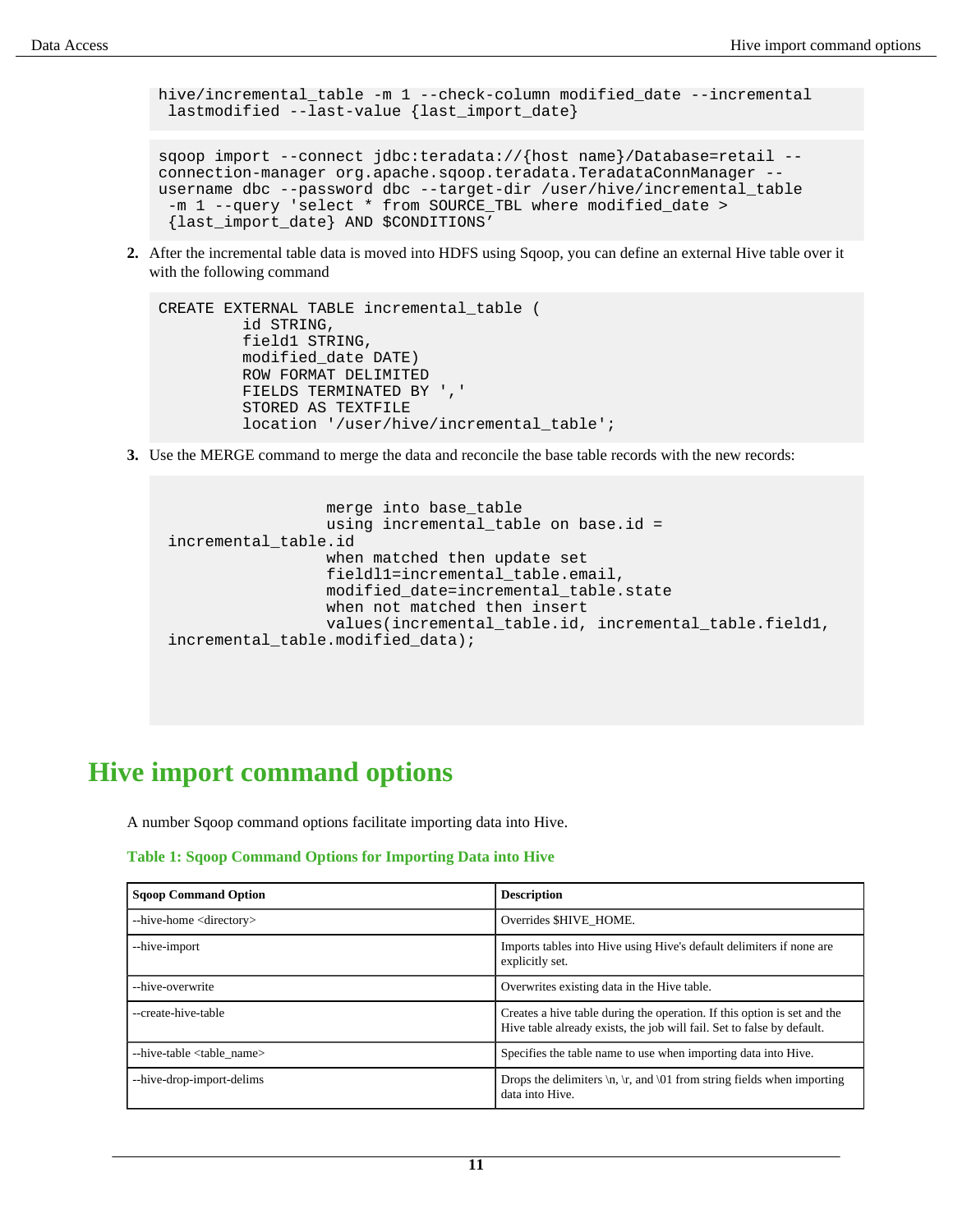```
hive/incremental_table -m 1 --check-column modified_date --incremental
 lastmodified --last-value {last_import_date}
```

```
sqoop import --connect jdbc:teradata://{host name}/Database=retail --
connection-manager org.apache.sqoop.teradata.TeradataConnManager --
username dbc --password dbc --target-dir /user/hive/incremental_table
 -m 1 --query 'select * from SOURCE_TBL where modified_date >
 {last_import_date} AND $CONDITIONS'
```

2. After the incremental table data is moved into HDFS using Sqoop, you can define an external Hive table over it with the following command

```
CREATE EXTERNAL TABLE incremental_table (
         id STRING,
         field1 STRING,
         modified_date DATE)
         ROW FORMAT DELIMITED
         FIELDS TERMINATED BY ','
         STORED AS TEXTFILE
         location '/user/hive/incremental_table';
```

3. Use the MERGE command to merge the data and reconcile the base table records with the new records:

```
                  merge into base_table
                  using incremental_table on base.id =
 incremental_table.id
                  when matched then update set
                  fieldl1=incremental_table.email,
                  modified_date=incremental_table.state
                  when not matched then insert
                  values(incremental_table.id, incremental_table.field1,
 incremental_table.modified_data);
```

# Hive import command options

A number Sqoop command options facilitate importing data into Hive.

**Table 1: Sqoop Command Options for Importing Data into Hive**

| Sqoop Command Option | Description |
|---|---|
| --hive-home <directory> | Overrides $HIVE_HOME. |
| --hive-import | Imports tables into Hive using Hive's default delimiters if none are explicitly set. |
| --hive-overwrite | Overwrites existing data in the Hive table. |
| --create-hive-table | Creates a hive table during the operation. If this option is set and the Hive table already exists, the job will fail. Set to false by default. |
| --hive-table <table_name> | Specifies the table name to use when importing data into Hive. |
| --hive-drop-import-delims | Drops the delimiters \n, \r, and \01 from string fields when importing data into Hive. |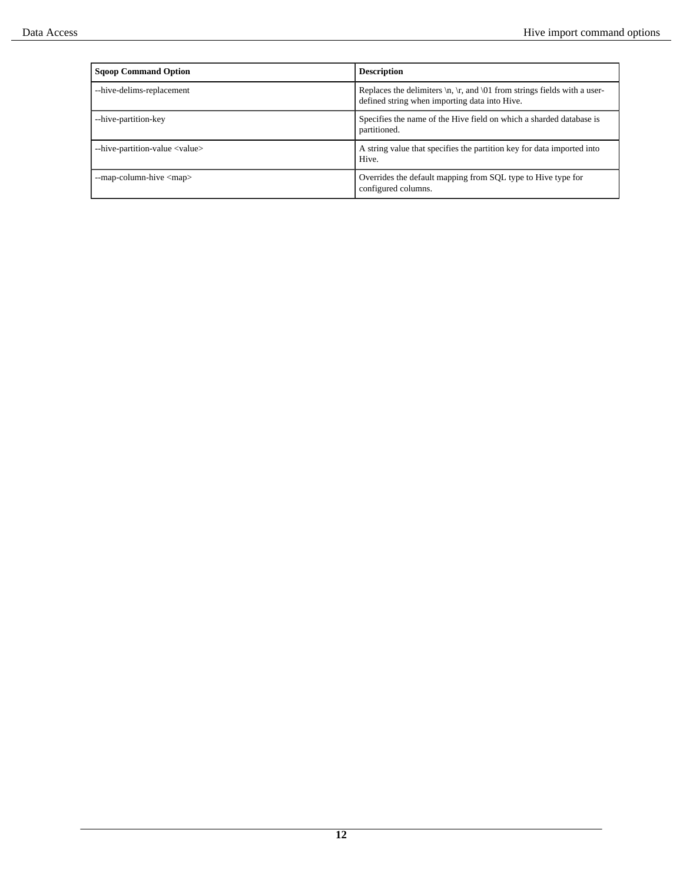| Sqoop Command Option | Description |
| --- | --- |
| --hive-delims-replacement | Replaces the delimiters \n, \r, and \01 from strings fields with a user-defined string when importing data into Hive. |
| --hive-partition-key | Specifies the name of the Hive field on which a sharded database is partitioned. |
| --hive-partition-value <value> | A string value that specifies the partition key for data imported into Hive. |
| --map-column-hive <map> | Overrides the default mapping from SQL type to Hive type for configured columns. |